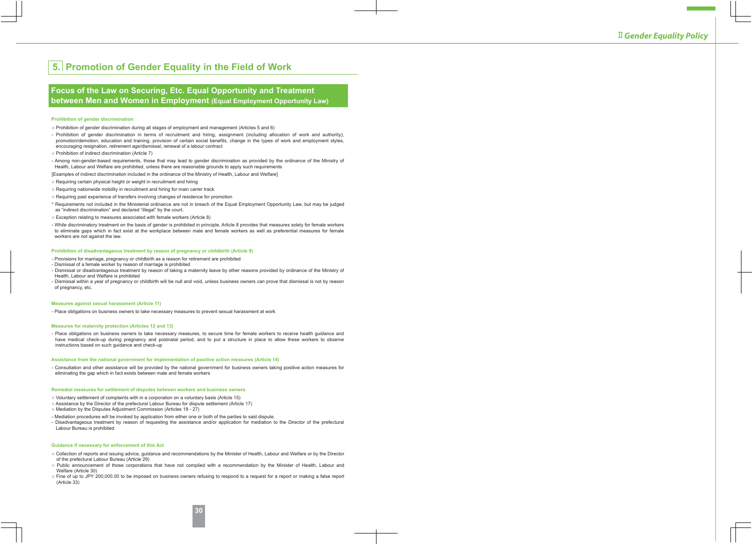## 5. Promotion of Gender Equality in the Field of Work

### Focus of the Law on Securing, Etc. Equal Opportunity and Treatment between Men and Women in Employment (Equal Employment Opportunity Law)

**Prohibition of gender discrimination**

○ Prohibition of gender discrimination during all stages of employment and management (Articles 5 and 6)

- Prohibition of gender discrimination in terms of recruitment and hiring, assignment (including allocation of work and authority), promotion/demotion, education and training, provision of certain social benefits, change in the types of work and employment styles, encouraging resignation, retirement age/dismissal, renewal of a labour contract

○ Prohibition of indirect discrimination (Article 7)

- Among non-gender-based requirements, those that may lead to gender discrimination as provided by the ordinance of the Ministry of Health, Labour and Welfare are prohibited, unless there are reasonable grounds to apply such requirements

[Examples of indirect discrimination included in the ordinance of the Ministry of Health, Labour and Welfare]

○ Requiring certain physical height or weight in recruitment and hiring

○ Requiring nationwide mobility in recruitment and hiring for main carrer track

○ Requiring past experience of transfers involving changes of residence for promotion

* Requirements not included in the Ministerial ordinance are not in breach of the Equal Employment Opportunity Law, but may be judged as "indirect discrimination" and declared "illegal" by the court.

○ Exception relating to measures associated with female workers (Article 8)

- While discriminatory treatment on the basis of gender is prohibited in principle, Article 8 provides that measures solely for female workers to eliminate gaps which in fact exist at the workplace between male and female workers as well as preferential measures for female workers are not against the law.

**Prohibition of disadvantageous treatment by reason of pregnancy or childbirth (Article 9)**

- Provisions for marriage, pregnancy or childbirth as a reason for retirement are prohibited
- Dismissal of a female worker by reason of marriage is prohibited
- Dismissal or disadvantageous treatment by reason of taking a maternity leave by other reasons provided by ordinance of the Ministry of Health, Labour and Welfare is prohibited
- Dismissal within a year of pregnancy or childbirth will be null and void, unless business owners can prove that dismissal is not by reason of pregnancy, etc.

**Measures against sexual harassment (Article 11)**

- Place obligations on business owners to take necessary measures to prevent sexual harassment at work

**Measures for maternity protection (Articles 12 and 13)**

- Place obligations on business owners to take necessary measures, to secure time for female workers to receive health guidance and have medical check-up during pregnancy and postnatal period, and to put a structure in place to allow these workers to observe instructions based on such guidance and check-up

**Assistance from the national government for implementation of positive action measures (Article 14)**

- Consultation and other assistance will be provided by the national government for business owners taking positive action measures for eliminating the gap which in fact exists between male and female workers

**Remedial measures for settlement of disputes between workers and business owners**

○ Voluntary settlement of complaints with in a corporation on a voluntary basis (Article 15)

○ Assistance by the Director of the prefectural Labour Bureau for dispute settlement (Article 17)

○ Mediation by the Disputes Adjustment Commission (Articles 19 - 27)

- Mediation procedures will be invoked by application from either one or both of the parties to said dispute.
- Disadvantageous treatment by reason of requesting the assistance and/or application for mediation to the Director of the prefectural Labour Bureau is prohibited

**Guidance if necessary for enforcement of this Act**

○ Collection of reports and issuing advice, guidance and recommendations by the Minister of Health, Labour and Welfare or by the Director of the prefectural Labour Bureau (Article 29)

○ Public announcement of those corporations that have not complied with a recommendation by the Minister of Health, Labour and Welfare (Article 30)

○ Fine of up to JPY 200,000.00 to be imposed on business owners refusing to respond to a request for a report or making a false report (Article 33)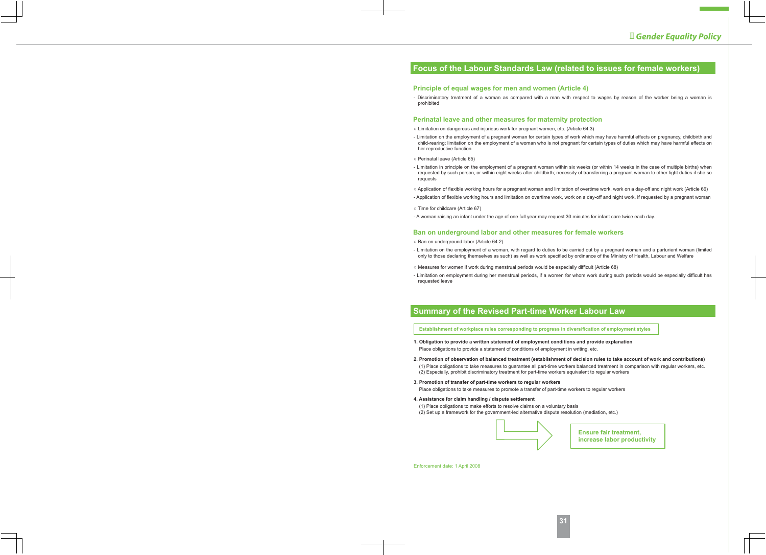## Focus of the Labour Standards Law (related to issues for female workers)

### Principle of equal wages for men and women (Article 4)

- Discriminatory treatment of a woman as compared with a man with respect to wages by reason of the worker being a woman is prohibited

### Perinatal leave and other measures for maternity protection

○ Limitation on dangerous and injurious work for pregnant women, etc. (Article 64.3)

- Limitation on the employment of a pregnant woman for certain types of work which may have harmful effects on pregnancy, childbirth and child-rearing; limitation on the employment of a woman who is not pregnant for certain types of duties which may have harmful effects on her reproductive function

○ Perinatal leave (Article 65)

- Limitation in principle on the employment of a pregnant woman within six weeks (or within 14 weeks in the case of multiple births) when requested by such person, or within eight weeks after childbirth; necessity of transferring a pregnant woman to other light duties if she so requests

○ Application of flexible working hours for a pregnant woman and limitation of overtime work, work on a day-off and night work (Article 66)

- Application of flexible working hours and limitation on overtime work, work on a day-off and night work, if requested by a pregnant woman

○ Time for childcare (Article 67)

- A woman raising an infant under the age of one full year may request 30 minutes for infant care twice each day.

### Ban on underground labor and other measures for female workers

○ Ban on underground labor (Article 64.2)

- Limitation on the employment of a woman, with regard to duties to be carried out by a pregnant woman and a parturient woman (limited only to those declaring themselves as such) as well as work specified by ordinance of the Ministry of Health, Labour and Welfare

○ Measures for women if work during menstrual periods would be especially difficult (Article 68)

- Limitation on employment during her menstrual periods, if a women for whom work during such periods would be especially difficult has requested leave

## Summary of the Revised Part-time Worker Labour Law

**Establishment of workplace rules corresponding to progress in diversification of employment styles**

**1. Obligation to provide a written statement of employment conditions and provide explanation**

Place obligations to provide a statement of conditions of employment in writing, etc.

**2. Promotion of observation of balanced treatment (establishment of decision rules to take account of work and contributions)**

(1) Place obligations to take measures to guarantee all part-time workers balanced treatment in comparison with regular workers, etc.
(2) Especially, prohibit discriminatory treatment for part-time workers equivalent to regular workers

**3. Promotion of transfer of part-time workers to regular workers**

Place obligations to take measures to promote a transfer of part-time workers to regular workers

**4. Assistance for claim handling / dispute settlement**

(1) Place obligations to make efforts to resolve claims on a voluntary basis
(2) Set up a framework for the government-led alternative dispute resolution (mediation, etc.)

**Ensure fair treatment, increase labor productivity**

Enforcement date: 1 April 2008